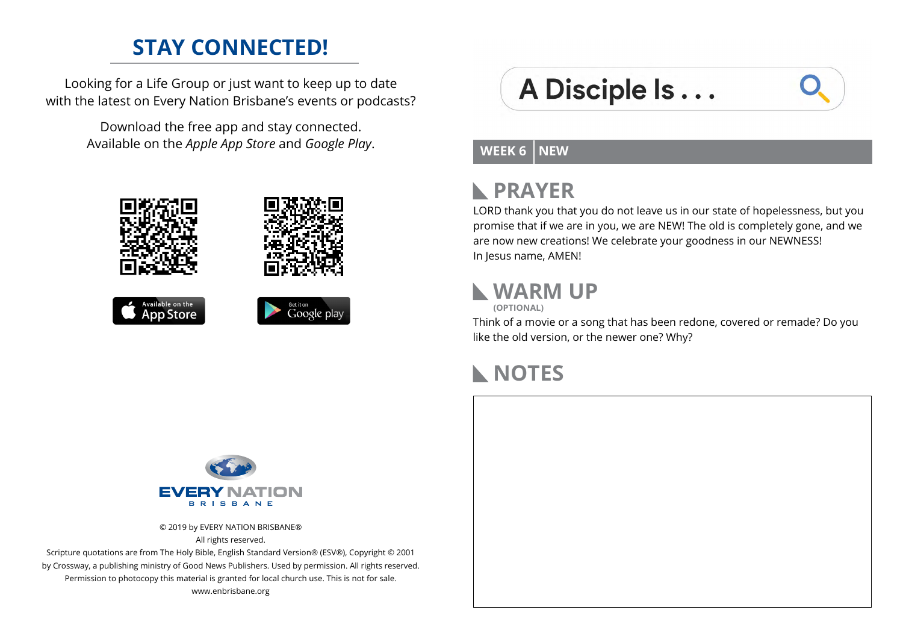# STAY CONNECTED!

Looking for a Life Group or just want to keep up to date with the latest on Every Nation Brisbane's events or podcasts?

Download the free app and stay connected. Available on the *Apple App Store* and *Google Play*.

Available on the App Store

Get it on Google play

EVERY NATION
BRISBANE

© 2019 by EVERY NATION BRISBANE®
All rights reserved.
Scripture quotations are from The Holy Bible, English Standard Version® (ESV®), Copyright © 2001 by Crossway, a publishing ministry of Good News Publishers. Used by permission. All rights reserved.
Permission to photocopy this material is granted for local church use. This is not for sale.
www.enbrisbane.org

# A Disciple Is . . .

**WEEK 6 | NEW**

## PRAYER

LORD thank you that you do not leave us in our state of hopelessness, but you promise that if we are in you, we are NEW! The old is completely gone, and we are now new creations! We celebrate your goodness in our NEWNESS!
In Jesus name, AMEN!

## WARM UP

**(OPTIONAL)**

Think of a movie or a song that has been redone, covered or remade? Do you like the old version, or the newer one? Why?

## NOTES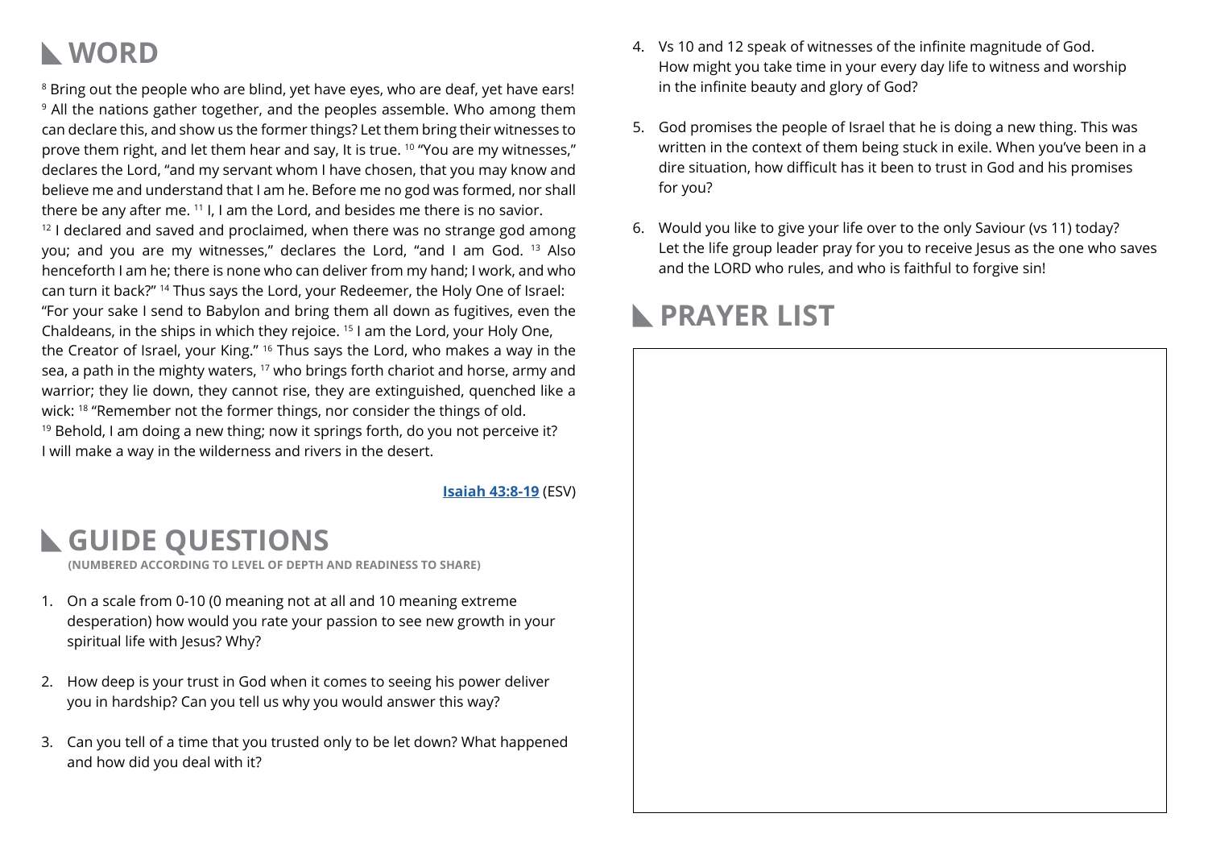## WORD

[8] Bring out the people who are blind, yet have eyes, who are deaf, yet have ears! [9] All the nations gather together, and the peoples assemble. Who among them can declare this, and show us the former things? Let them bring their witnesses to prove them right, and let them hear and say, It is true. [10] "You are my witnesses," declares the Lord, "and my servant whom I have chosen, that you may know and believe me and understand that I am he. Before me no god was formed, nor shall there be any after me. [11] I, I am the Lord, and besides me there is no savior. [12] I declared and saved and proclaimed, when there was no strange god among you; and you are my witnesses," declares the Lord, "and I am God. [13] Also henceforth I am he; there is none who can deliver from my hand; I work, and who can turn it back?" [14] Thus says the Lord, your Redeemer, the Holy One of Israel: "For your sake I send to Babylon and bring them all down as fugitives, even the Chaldeans, in the ships in which they rejoice. [15] I am the Lord, your Holy One, the Creator of Israel, your King." [16] Thus says the Lord, who makes a way in the sea, a path in the mighty waters, [17] who brings forth chariot and horse, army and warrior; they lie down, they cannot rise, they are extinguished, quenched like a wick: [18] "Remember not the former things, nor consider the things of old. [19] Behold, I am doing a new thing; now it springs forth, do you not perceive it? I will make a way in the wilderness and rivers in the desert.

**Isaiah 43:8-19** (ESV)

## GUIDE QUESTIONS

**(NUMBERED ACCORDING TO LEVEL OF DEPTH AND READINESS TO SHARE)**

1. On a scale from 0-10 (0 meaning not at all and 10 meaning extreme desperation) how would you rate your passion to see new growth in your spiritual life with Jesus? Why?

2. How deep is your trust in God when it comes to seeing his power deliver you in hardship? Can you tell us why you would answer this way?

3. Can you tell of a time that you trusted only to be let down? What happened and how did you deal with it?

4. Vs 10 and 12 speak of witnesses of the infinite magnitude of God. How might you take time in your every day life to witness and worship in the infinite beauty and glory of God?

5. God promises the people of Israel that he is doing a new thing. This was written in the context of them being stuck in exile. When you've been in a dire situation, how difficult has it been to trust in God and his promises for you?

6. Would you like to give your life over to the only Saviour (vs 11) today? Let the life group leader pray for you to receive Jesus as the one who saves and the LORD who rules, and who is faithful to forgive sin!

## PRAYER LIST